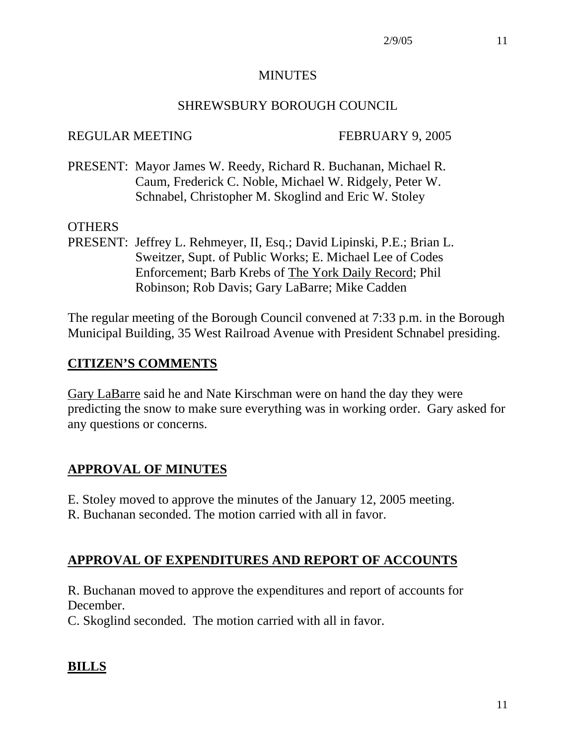# MINUTES

## SHREWSBURY BOROUGH COUNCIL

REGULAR MEETING FEBRUARY 9, 2005

PRESENT: Mayor James W. Reedy, Richard R. Buchanan, Michael R. Caum, Frederick C. Noble, Michael W. Ridgely, Peter W. Schnabel, Christopher M. Skoglind and Eric W. Stoley

OTHERS
PRESENT: Jeffrey L. Rehmeyer, II, Esq.; David Lipinski, P.E.; Brian L. Sweitzer, Supt. of Public Works; E. Michael Lee of Codes Enforcement; Barb Krebs of The York Daily Record; Phil Robinson; Rob Davis; Gary LaBarre; Mike Cadden

The regular meeting of the Borough Council convened at 7:33 p.m. in the Borough Municipal Building, 35 West Railroad Avenue with President Schnabel presiding.

## CITIZEN'S COMMENTS

Gary LaBarre said he and Nate Kirschman were on hand the day they were predicting the snow to make sure everything was in working order. Gary asked for any questions or concerns.

## APPROVAL OF MINUTES

E. Stoley moved to approve the minutes of the January 12, 2005 meeting.
R. Buchanan seconded. The motion carried with all in favor.

## APPROVAL OF EXPENDITURES AND REPORT OF ACCOUNTS

R. Buchanan moved to approve the expenditures and report of accounts for December.
C. Skoglind seconded. The motion carried with all in favor.

## BILLS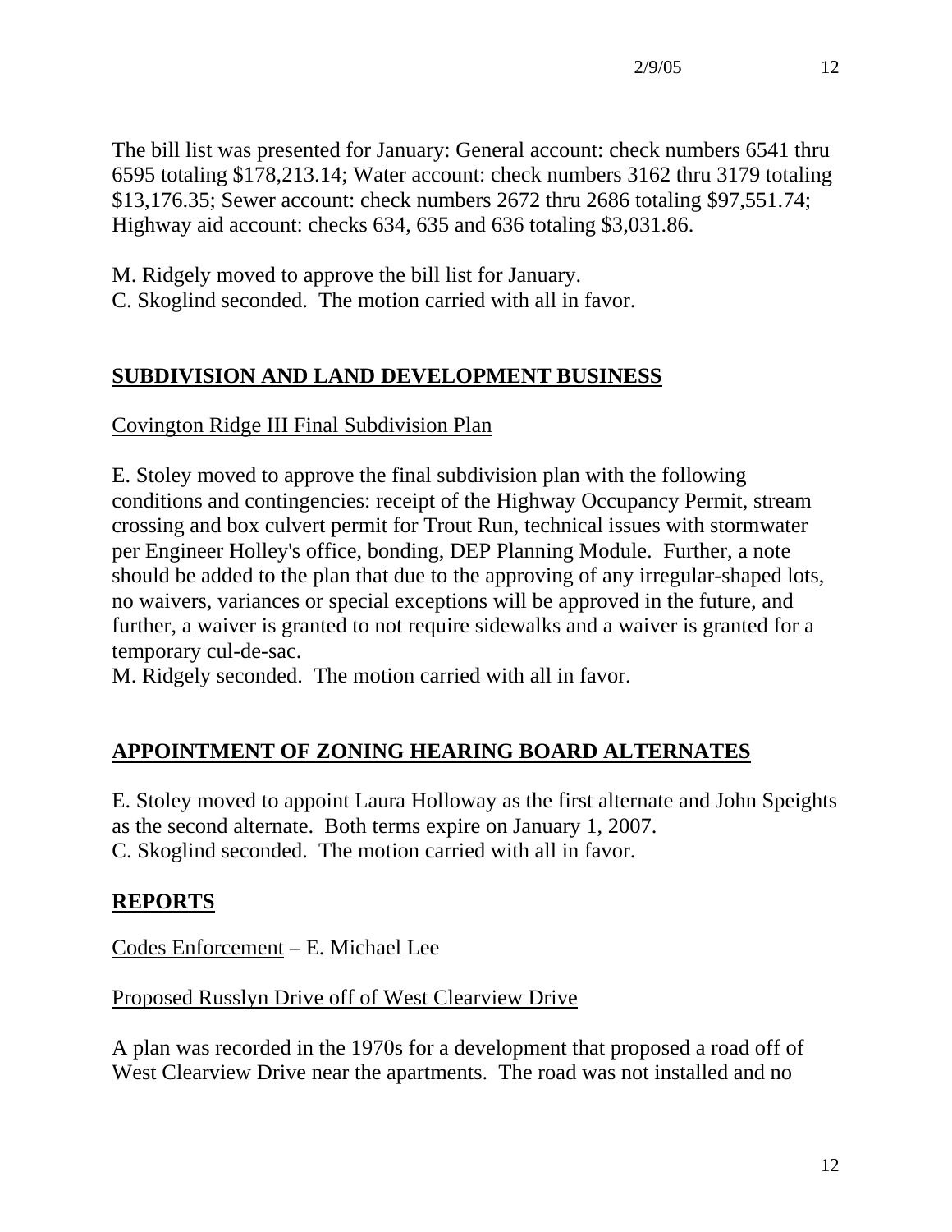The bill list was presented for January: General account: check numbers 6541 thru 6595 totaling $178,213.14; Water account: check numbers 3162 thru 3179 totaling $13,176.35; Sewer account: check numbers 2672 thru 2686 totaling $97,551.74; Highway aid account: checks 634, 635 and 636 totaling $3,031.86.

M. Ridgely moved to approve the bill list for January.
C. Skoglind seconded. The motion carried with all in favor.

## SUBDIVISION AND LAND DEVELOPMENT BUSINESS

Covington Ridge III Final Subdivision Plan

E. Stoley moved to approve the final subdivision plan with the following conditions and contingencies: receipt of the Highway Occupancy Permit, stream crossing and box culvert permit for Trout Run, technical issues with stormwater per Engineer Holley's office, bonding, DEP Planning Module. Further, a note should be added to the plan that due to the approving of any irregular-shaped lots, no waivers, variances or special exceptions will be approved in the future, and further, a waiver is granted to not require sidewalks and a waiver is granted for a temporary cul-de-sac.
M. Ridgely seconded. The motion carried with all in favor.

## APPOINTMENT OF ZONING HEARING BOARD ALTERNATES

E. Stoley moved to appoint Laura Holloway as the first alternate and John Speights as the second alternate. Both terms expire on January 1, 2007.
C. Skoglind seconded. The motion carried with all in favor.

## REPORTS

Codes Enforcement – E. Michael Lee

Proposed Russlyn Drive off of West Clearview Drive

A plan was recorded in the 1970s for a development that proposed a road off of West Clearview Drive near the apartments. The road was not installed and no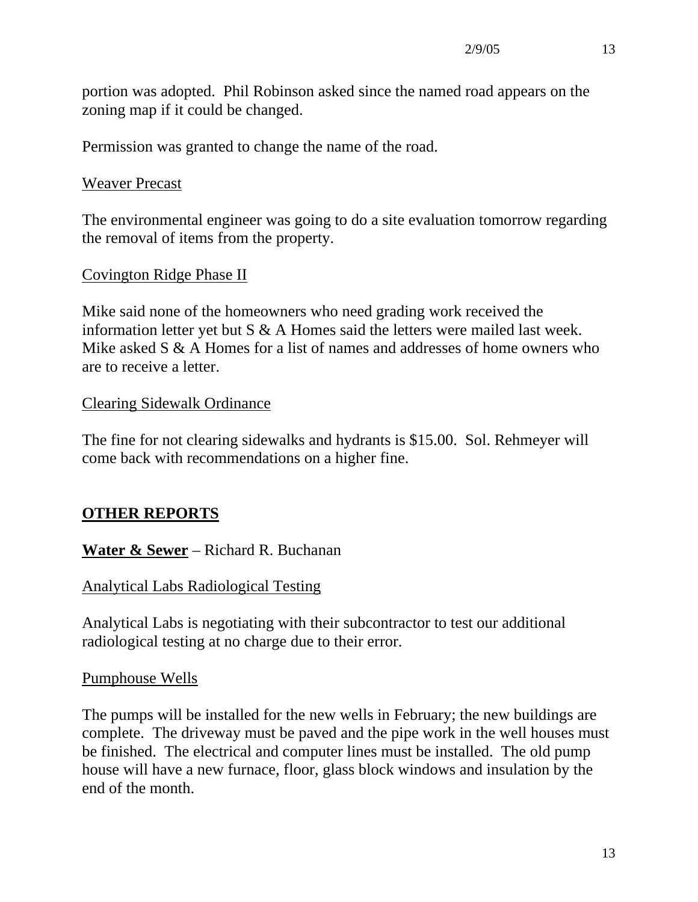portion was adopted. Phil Robinson asked since the named road appears on the zoning map if it could be changed.

Permission was granted to change the name of the road.

<u>Weaver Precast</u>

The environmental engineer was going to do a site evaluation tomorrow regarding the removal of items from the property.

<u>Covington Ridge Phase II</u>

Mike said none of the homeowners who need grading work received the information letter yet but S & A Homes said the letters were mailed last week. Mike asked S & A Homes for a list of names and addresses of home owners who are to receive a letter.

<u>Clearing Sidewalk Ordinance</u>

The fine for not clearing sidewalks and hydrants is $15.00. Sol. Rehmeyer will come back with recommendations on a higher fine.

## OTHER REPORTS

**Water & Sewer** – Richard R. Buchanan

<u>Analytical Labs Radiological Testing</u>

Analytical Labs is negotiating with their subcontractor to test our additional radiological testing at no charge due to their error.

<u>Pumphouse Wells</u>

The pumps will be installed for the new wells in February; the new buildings are complete. The driveway must be paved and the pipe work in the well houses must be finished. The electrical and computer lines must be installed. The old pump house will have a new furnace, floor, glass block windows and insulation by the end of the month.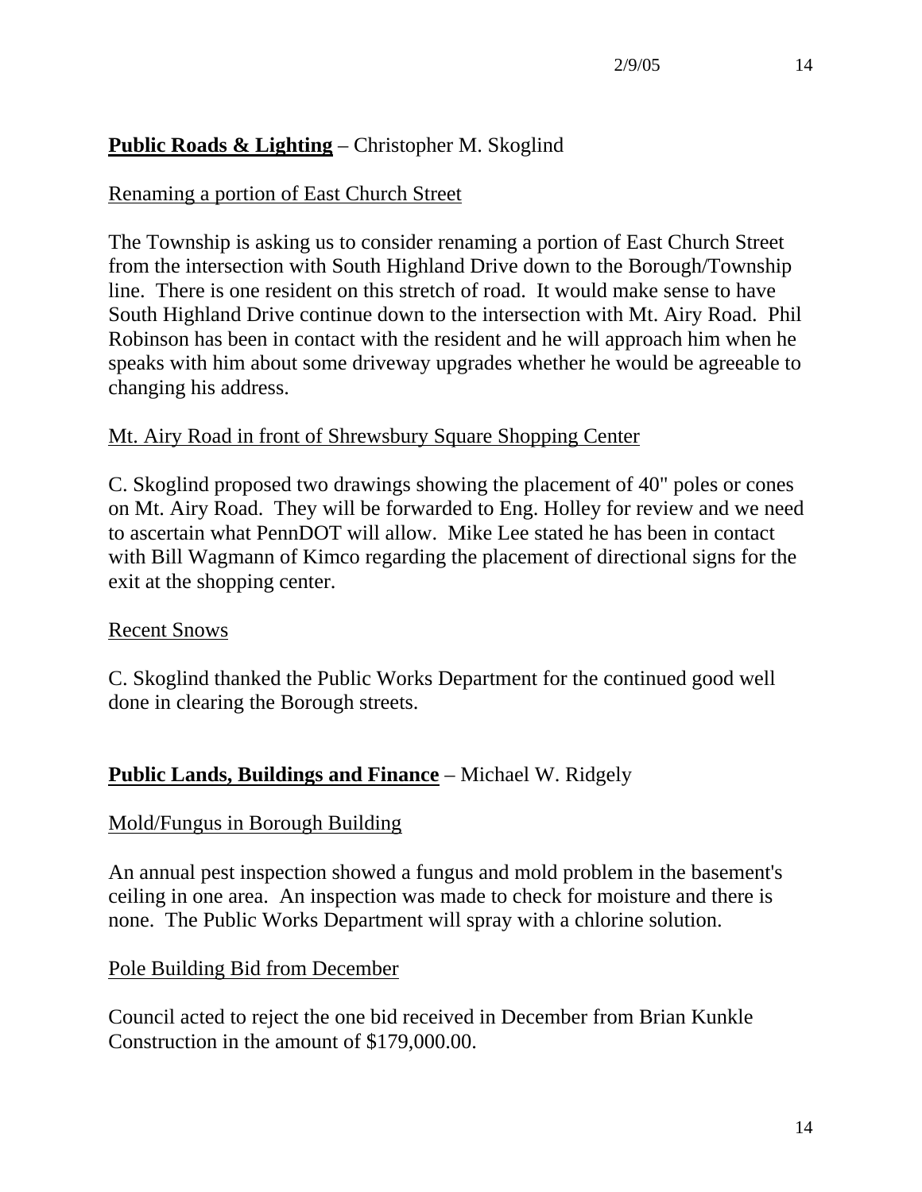**Public Roads & Lighting** – Christopher M. Skoglind

Renaming a portion of East Church Street

The Township is asking us to consider renaming a portion of East Church Street from the intersection with South Highland Drive down to the Borough/Township line. There is one resident on this stretch of road. It would make sense to have South Highland Drive continue down to the intersection with Mt. Airy Road. Phil Robinson has been in contact with the resident and he will approach him when he speaks with him about some driveway upgrades whether he would be agreeable to changing his address.

Mt. Airy Road in front of Shrewsbury Square Shopping Center

C. Skoglind proposed two drawings showing the placement of 40" poles or cones on Mt. Airy Road. They will be forwarded to Eng. Holley for review and we need to ascertain what PennDOT will allow. Mike Lee stated he has been in contact with Bill Wagmann of Kimco regarding the placement of directional signs for the exit at the shopping center.

Recent Snows

C. Skoglind thanked the Public Works Department for the continued good well done in clearing the Borough streets.

**Public Lands, Buildings and Finance** – Michael W. Ridgely

Mold/Fungus in Borough Building

An annual pest inspection showed a fungus and mold problem in the basement's ceiling in one area. An inspection was made to check for moisture and there is none. The Public Works Department will spray with a chlorine solution.

Pole Building Bid from December

Council acted to reject the one bid received in December from Brian Kunkle Construction in the amount of $179,000.00.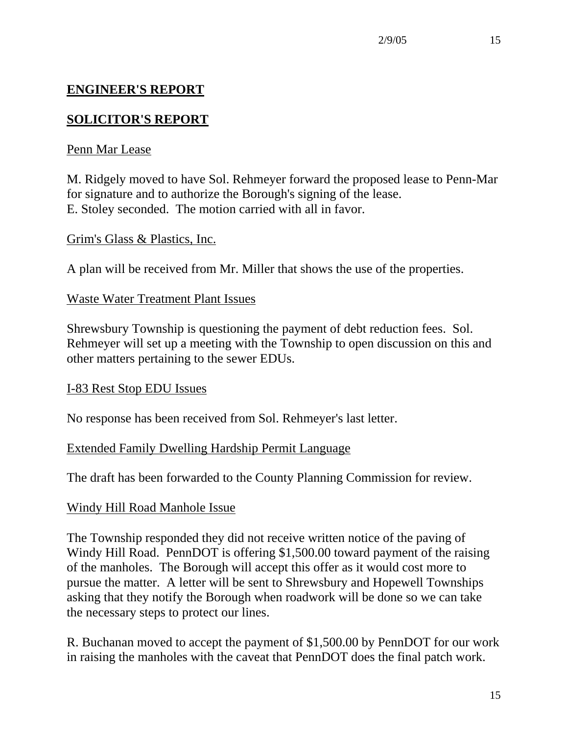## ENGINEER'S REPORT

## SOLICITOR'S REPORT

Penn Mar Lease

M. Ridgely moved to have Sol. Rehmeyer forward the proposed lease to Penn-Mar for signature and to authorize the Borough's signing of the lease.
E. Stoley seconded. The motion carried with all in favor.

Grim's Glass & Plastics, Inc.

A plan will be received from Mr. Miller that shows the use of the properties.

Waste Water Treatment Plant Issues

Shrewsbury Township is questioning the payment of debt reduction fees. Sol. Rehmeyer will set up a meeting with the Township to open discussion on this and other matters pertaining to the sewer EDUs.

I-83 Rest Stop EDU Issues

No response has been received from Sol. Rehmeyer's last letter.

Extended Family Dwelling Hardship Permit Language

The draft has been forwarded to the County Planning Commission for review.

Windy Hill Road Manhole Issue

The Township responded they did not receive written notice of the paving of Windy Hill Road. PennDOT is offering $1,500.00 toward payment of the raising of the manholes. The Borough will accept this offer as it would cost more to pursue the matter. A letter will be sent to Shrewsbury and Hopewell Townships asking that they notify the Borough when roadwork will be done so we can take the necessary steps to protect our lines.

R. Buchanan moved to accept the payment of $1,500.00 by PennDOT for our work in raising the manholes with the caveat that PennDOT does the final patch work.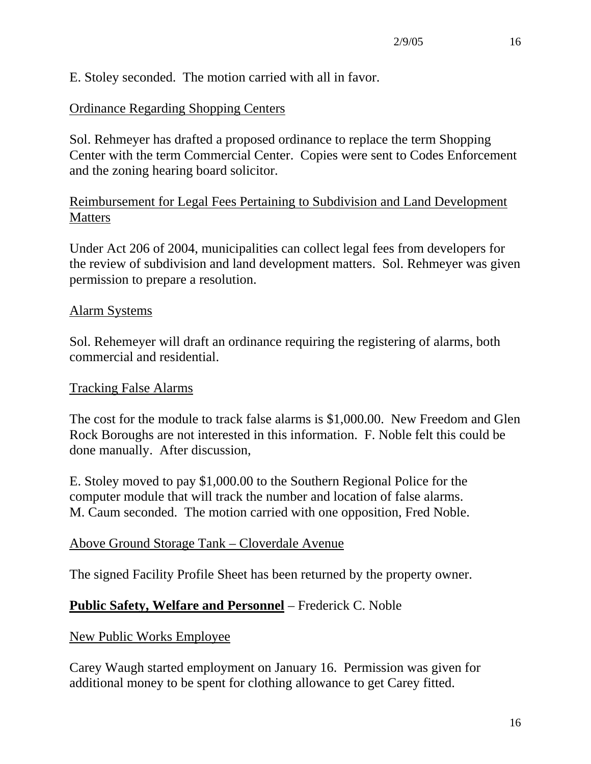E. Stoley seconded. The motion carried with all in favor.

Ordinance Regarding Shopping Centers

Sol. Rehmeyer has drafted a proposed ordinance to replace the term Shopping Center with the term Commercial Center. Copies were sent to Codes Enforcement and the zoning hearing board solicitor.

Reimbursement for Legal Fees Pertaining to Subdivision and Land Development Matters

Under Act 206 of 2004, municipalities can collect legal fees from developers for the review of subdivision and land development matters. Sol. Rehmeyer was given permission to prepare a resolution.

Alarm Systems

Sol. Rehemeyer will draft an ordinance requiring the registering of alarms, both commercial and residential.

Tracking False Alarms

The cost for the module to track false alarms is $1,000.00. New Freedom and Glen Rock Boroughs are not interested in this information. F. Noble felt this could be done manually. After discussion,

E. Stoley moved to pay $1,000.00 to the Southern Regional Police for the computer module that will track the number and location of false alarms. M. Caum seconded. The motion carried with one opposition, Fred Noble.

Above Ground Storage Tank – Cloverdale Avenue

The signed Facility Profile Sheet has been returned by the property owner.

**Public Safety, Welfare and Personnel** – Frederick C. Noble

New Public Works Employee

Carey Waugh started employment on January 16. Permission was given for additional money to be spent for clothing allowance to get Carey fitted.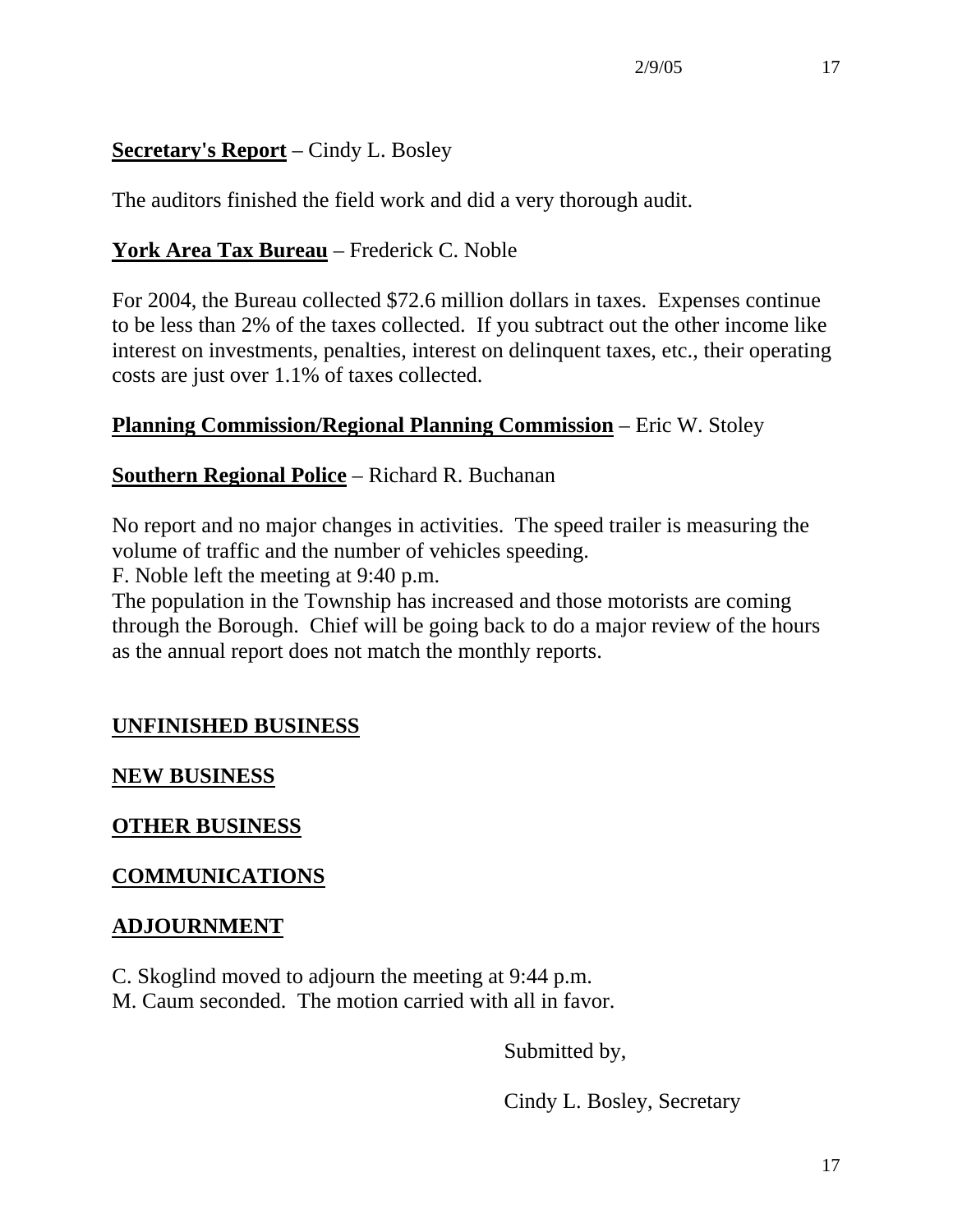**Secretary's Report** – Cindy L. Bosley

The auditors finished the field work and did a very thorough audit.

**York Area Tax Bureau** – Frederick C. Noble

For 2004, the Bureau collected $72.6 million dollars in taxes. Expenses continue to be less than 2% of the taxes collected. If you subtract out the other income like interest on investments, penalties, interest on delinquent taxes, etc., their operating costs are just over 1.1% of taxes collected.

**Planning Commission/Regional Planning Commission** – Eric W. Stoley

**Southern Regional Police** – Richard R. Buchanan

No report and no major changes in activities. The speed trailer is measuring the volume of traffic and the number of vehicles speeding.
F. Noble left the meeting at 9:40 p.m.
The population in the Township has increased and those motorists are coming through the Borough. Chief will be going back to do a major review of the hours as the annual report does not match the monthly reports.

**UNFINISHED BUSINESS**

**NEW BUSINESS**

**OTHER BUSINESS**

**COMMUNICATIONS**

**ADJOURNMENT**

C. Skoglind moved to adjourn the meeting at 9:44 p.m.
M. Caum seconded. The motion carried with all in favor.

Submitted by,

Cindy L. Bosley, Secretary